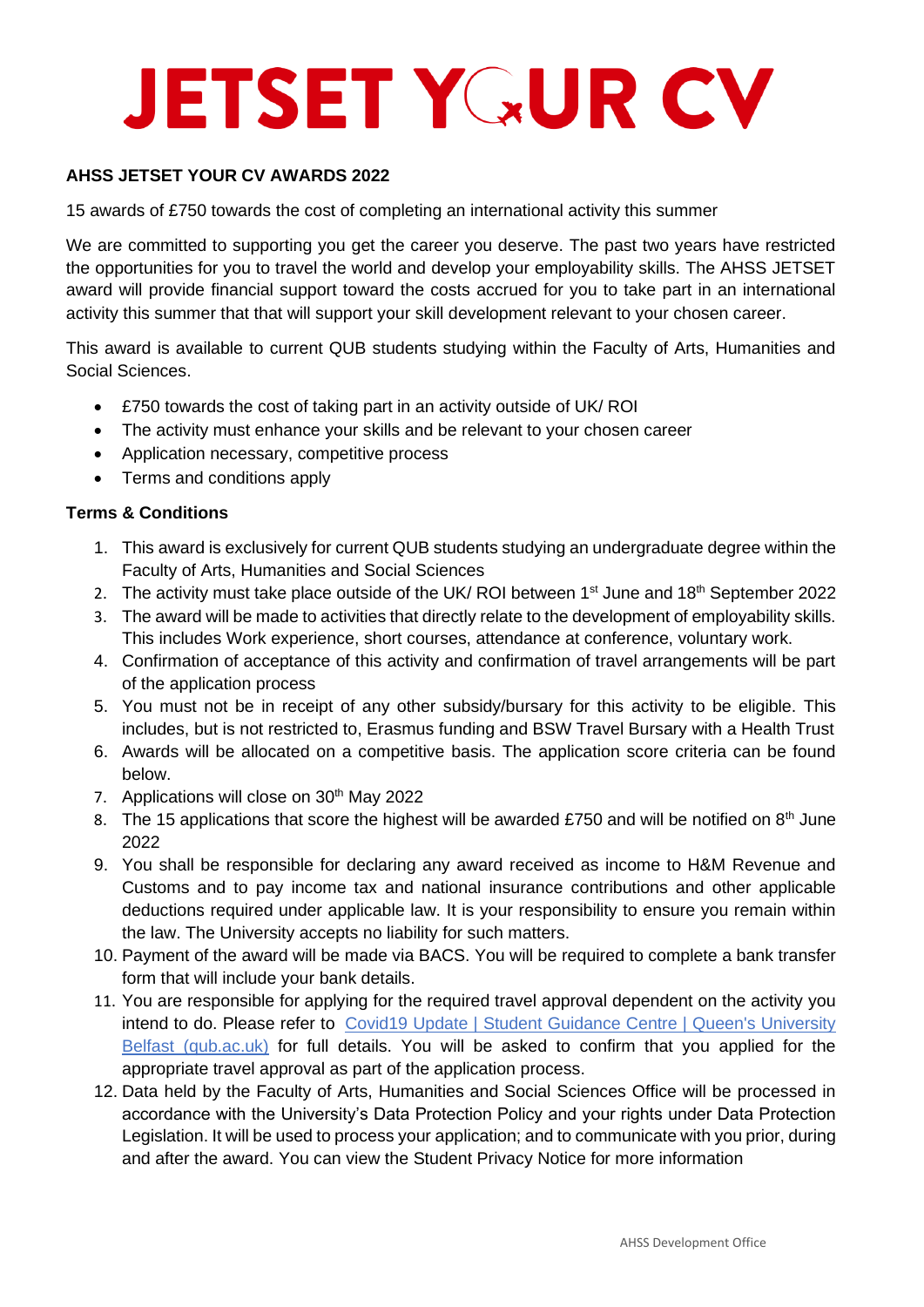# JETSET YOUR CV

**AHSS JETSET YOUR CV AWARDS 2022**

15 awards of £750 towards the cost of completing an international activity this summer

We are committed to supporting you get the career you deserve. The past two years have restricted the opportunities for you to travel the world and develop your employability skills. The AHSS JETSET award will provide financial support toward the costs accrued for you to take part in an international activity this summer that that will support your skill development relevant to your chosen career.

This award is available to current QUB students studying within the Faculty of Arts, Humanities and Social Sciences.

- £750 towards the cost of taking part in an activity outside of UK/ ROI
- The activity must enhance your skills and be relevant to your chosen career
- Application necessary, competitive process
- Terms and conditions apply

**Terms & Conditions**

1. This award is exclusively for current QUB students studying an undergraduate degree within the Faculty of Arts, Humanities and Social Sciences
2. The activity must take place outside of the UK/ ROI between 1st June and 18th September 2022
3. The award will be made to activities that directly relate to the development of employability skills. This includes Work experience, short courses, attendance at conference, voluntary work.
4. Confirmation of acceptance of this activity and confirmation of travel arrangements will be part of the application process
5. You must not be in receipt of any other subsidy/bursary for this activity to be eligible. This includes, but is not restricted to, Erasmus funding and BSW Travel Bursary with a Health Trust
6. Awards will be allocated on a competitive basis. The application score criteria can be found below.
7. Applications will close on 30th May 2022
8. The 15 applications that score the highest will be awarded £750 and will be notified on 8th June 2022
9. You shall be responsible for declaring any award received as income to H&M Revenue and Customs and to pay income tax and national insurance contributions and other applicable deductions required under applicable law. It is your responsibility to ensure you remain within the law. The University accepts no liability for such matters.
10. Payment of the award will be made via BACS. You will be required to complete a bank transfer form that will include your bank details.
11. You are responsible for applying for the required travel approval dependent on the activity you intend to do. Please refer to Covid19 Update | Student Guidance Centre | Queen's University Belfast (qub.ac.uk) for full details. You will be asked to confirm that you applied for the appropriate travel approval as part of the application process.
12. Data held by the Faculty of Arts, Humanities and Social Sciences Office will be processed in accordance with the University's Data Protection Policy and your rights under Data Protection Legislation. It will be used to process your application; and to communicate with you prior, during and after the award. You can view the Student Privacy Notice for more information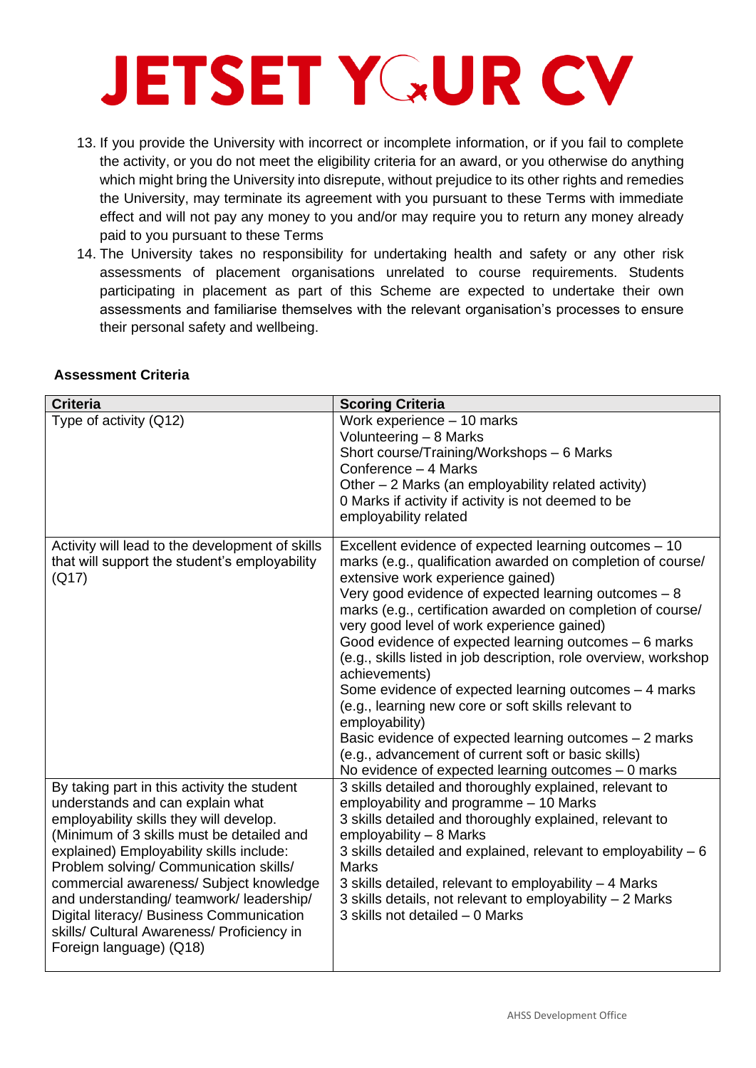# JETSET YOUR CV

13. If you provide the University with incorrect or incomplete information, or if you fail to complete the activity, or you do not meet the eligibility criteria for an award, or you otherwise do anything which might bring the University into disrepute, without prejudice to its other rights and remedies the University, may terminate its agreement with you pursuant to these Terms with immediate effect and will not pay any money to you and/or may require you to return any money already paid to you pursuant to these Terms
14. The University takes no responsibility for undertaking health and safety or any other risk assessments of placement organisations unrelated to course requirements. Students participating in placement as part of this Scheme are expected to undertake their own assessments and familiarise themselves with the relevant organisation's processes to ensure their personal safety and wellbeing.

**Assessment Criteria**

| Criteria | Scoring Criteria |
| --- | --- |
| Type of activity (Q12) | Work experience – 10 marks<br>Volunteering – 8 Marks<br>Short course/Training/Workshops – 6 Marks<br>Conference – 4 Marks<br>Other – 2 Marks (an employability related activity)<br>0 Marks if activity if activity is not deemed to be employability related |
| Activity will lead to the development of skills that will support the student's employability (Q17) | Excellent evidence of expected learning outcomes – 10 marks (e.g., qualification awarded on completion of course/ extensive work experience gained)<br>Very good evidence of expected learning outcomes – 8 marks (e.g., certification awarded on completion of course/ very good level of work experience gained)<br>Good evidence of expected learning outcomes – 6 marks (e.g., skills listed in job description, role overview, workshop achievements)<br>Some evidence of expected learning outcomes – 4 marks (e.g., learning new core or soft skills relevant to employability)<br>Basic evidence of expected learning outcomes – 2 marks (e.g., advancement of current soft or basic skills)<br>No evidence of expected learning outcomes – 0 marks |
| By taking part in this activity the student understands and can explain what employability skills they will develop. (Minimum of 3 skills must be detailed and explained) Employability skills include: Problem solving/ Communication skills/ commercial awareness/ Subject knowledge and understanding/ teamwork/ leadership/ Digital literacy/ Business Communication skills/ Cultural Awareness/ Proficiency in Foreign language) (Q18) | 3 skills detailed and thoroughly explained, relevant to employability and programme – 10 Marks<br>3 skills detailed and thoroughly explained, relevant to employability – 8 Marks<br>3 skills detailed and explained, relevant to employability – 6 Marks<br>3 skills detailed, relevant to employability – 4 Marks<br>3 skills details, not relevant to employability – 2 Marks<br>3 skills not detailed – 0 Marks |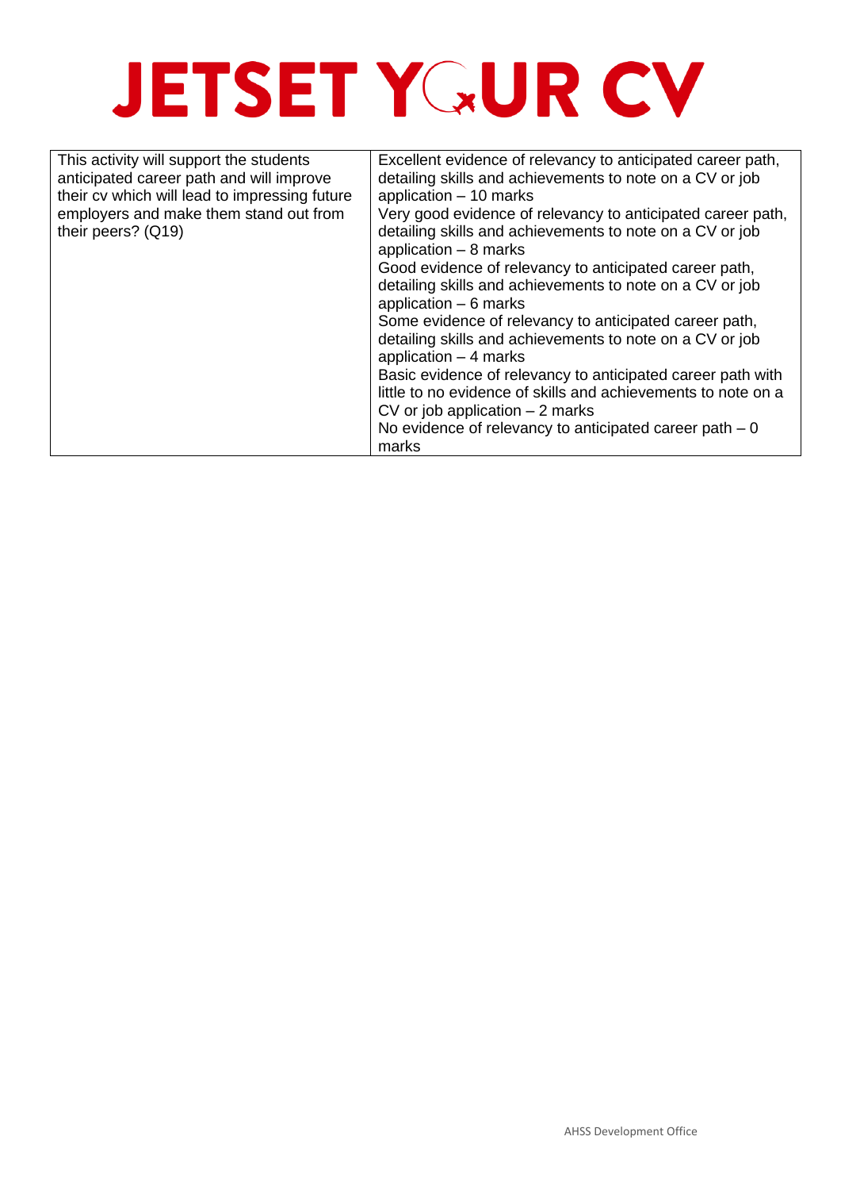# JETSET YOUR CV

| | |
|---|---|
| This activity will support the students anticipated career path and will improve their cv which will lead to impressing future employers and make them stand out from their peers? (Q19) | Excellent evidence of relevancy to anticipated career path, detailing skills and achievements to note on a CV or job application – 10 marks<br>Very good evidence of relevancy to anticipated career path, detailing skills and achievements to note on a CV or job application – 8 marks<br>Good evidence of relevancy to anticipated career path, detailing skills and achievements to note on a CV or job application – 6 marks<br>Some evidence of relevancy to anticipated career path, detailing skills and achievements to note on a CV or job application – 4 marks<br>Basic evidence of relevancy to anticipated career path with little to no evidence of skills and achievements to note on a CV or job application – 2 marks<br>No evidence of relevancy to anticipated career path – 0 marks |

AHSS Development Office